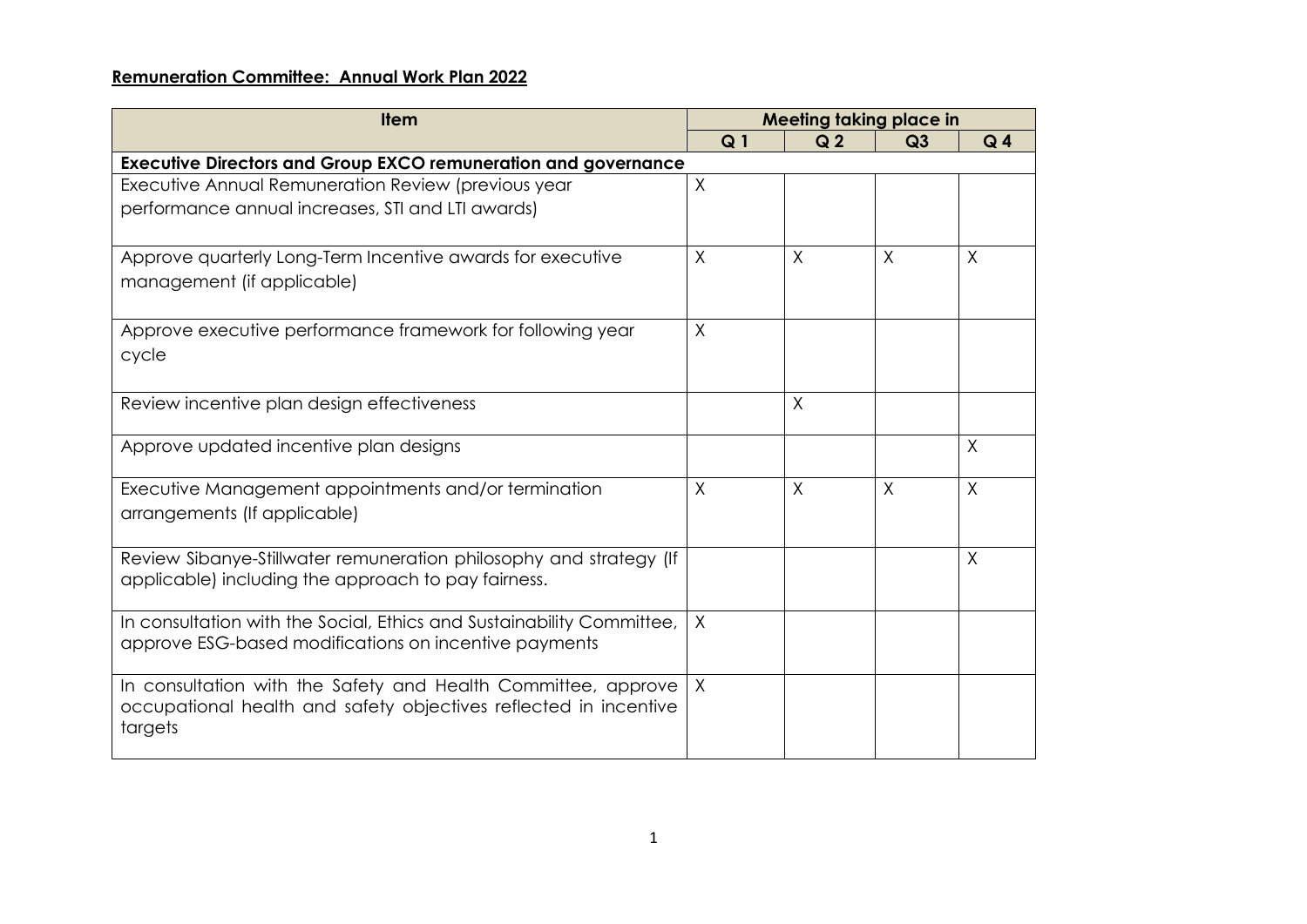**Remuneration Committee: Annual Work Plan 2022**

| Item | Meeting taking place in | | | |
|---|---|---|---|---|
| | Q 1 | Q 2 | Q3 | Q 4 |
| **Executive Directors and Group EXCO remuneration and governance** | | | | |
| Executive Annual Remuneration Review (previous year performance annual increases, STI and LTI awards) | X | | | |
| Approve quarterly Long-Term Incentive awards for executive management (if applicable) | X | X | X | X |
| Approve executive performance framework for following year cycle | X | | | |
| Review incentive plan design effectiveness | | X | | |
| Approve updated incentive plan designs | | | | X |
| Executive Management appointments and/or termination arrangements (If applicable) | X | X | X | X |
| Review Sibanye-Stillwater remuneration philosophy and strategy (If applicable) including the approach to pay fairness. | | | | X |
| In consultation with the Social, Ethics and Sustainability Committee, approve ESG-based modifications on incentive payments | X | | | |
| In consultation with the Safety and Health Committee, approve occupational health and safety objectives reflected in incentive targets | X | | | |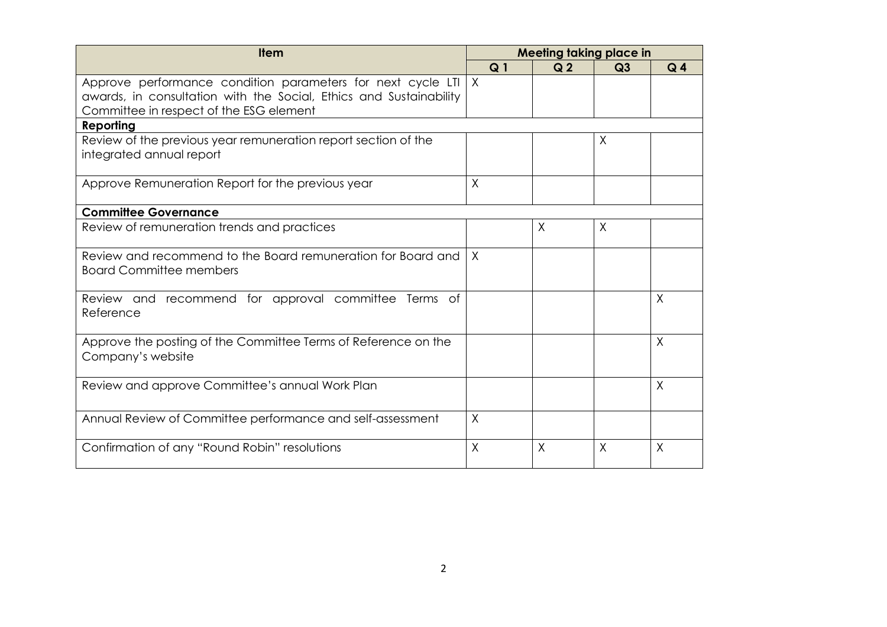| Item | Meeting taking place in | | | |
|---|---|---|---|---|
| | Q 1 | Q 2 | Q3 | Q 4 |
| Approve performance condition parameters for next cycle LTI awards, in consultation with the Social, Ethics and Sustainability Committee in respect of the ESG element | X | | | |
| **Reporting** | | | | |
| Review of the previous year remuneration report section of the integrated annual report | | | X | |
| Approve Remuneration Report for the previous year | X | | | |
| **Committee Governance** | | | | |
| Review of remuneration trends and practices | | X | X | |
| Review and recommend to the Board remuneration for Board and Board Committee members | X | | | |
| Review and recommend for approval committee Terms of Reference | | | | X |
| Approve the posting of the Committee Terms of Reference on the Company's website | | | | X |
| Review and approve Committee's annual Work Plan | | | | X |
| Annual Review of Committee performance and self-assessment | X | | | |
| Confirmation of any "Round Robin" resolutions | X | X | X | X |